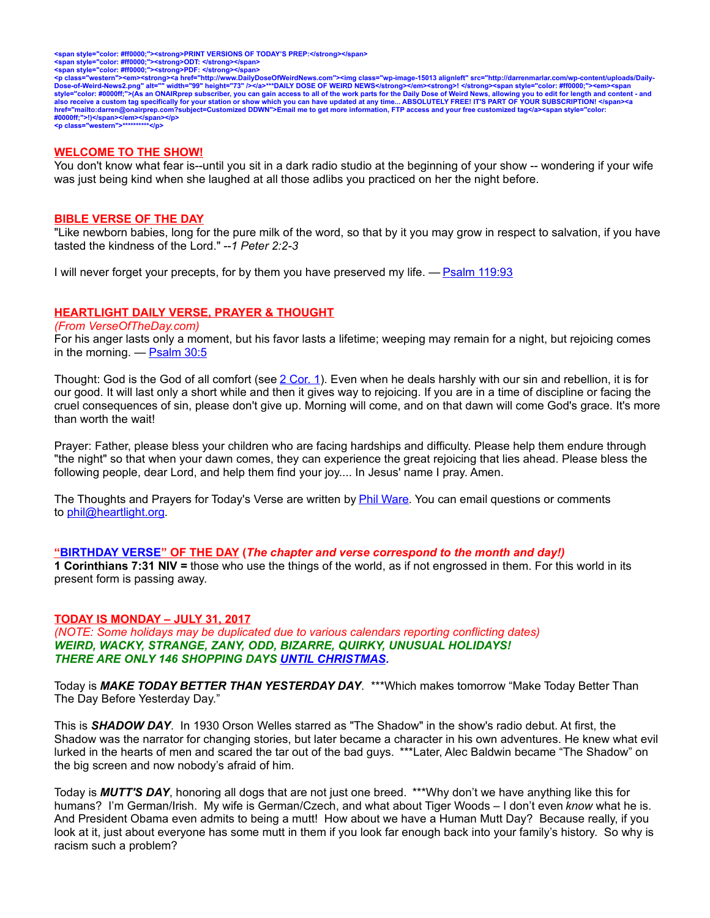<span style="color: #ff0000;"><strong>PRINT VERSIONS OF TODAY'S PREP:</strong></span>
<span style="color: #ff0000;"><strong>ODT: </strong></span>
<span style="color: #ff0000;"><strong>PDF: </strong></span>
<p class="western"><em><strong><a href="http://www.DailyDoseOfWeirdNews.com"><img class="wp-image-15013 alignleft" src="http://darrenmarlar.com/wp-content/uploads/Daily-Dose-of-Weird-News2.png" alt="" width="99" height="73" /></a>***DAILY DOSE OF WEIRD NEWS</strong></em><strong>! </strong><span style="color: #ff0000;"><em><span style="color: #0000ff;">(As an ONAIRprep subscriber, you can gain access to all of the work parts for the Daily Dose of Weird News, allowing you to edit for length and content - and also receive a custom tag specifically for your station or show which you can have updated at any time... ABSOLUTELY FREE! IT'S PART OF YOUR SUBSCRIPTION! </span><a href="mailto:darren@onairprep.com?subject=Customized DDWN">Email me to get more information, FTP access and your free customized tag</a><span style="color: #0000ff;">!)</span></em></span></p>
<p class="western">**********</p>

## WELCOME TO THE SHOW!

You don't know what fear is--until you sit in a dark radio studio at the beginning of your show -- wondering if your wife was just being kind when she laughed at all those adlibs you practiced on her the night before.

## BIBLE VERSE OF THE DAY

"Like newborn babies, long for the pure milk of the word, so that by it you may grow in respect to salvation, if you have tasted the kindness of the Lord." --*1 Peter 2:2-3*

I will never forget your precepts, for by them you have preserved my life. — Psalm 119:93

## HEARTLIGHT DAILY VERSE, PRAYER & THOUGHT

*(From VerseOfTheDay.com)*

For his anger lasts only a moment, but his favor lasts a lifetime; weeping may remain for a night, but rejoicing comes in the morning. — Psalm 30:5

Thought: God is the God of all comfort (see 2 Cor. 1). Even when he deals harshly with our sin and rebellion, it is for our good. It will last only a short while and then it gives way to rejoicing. If you are in a time of discipline or facing the cruel consequences of sin, please don't give up. Morning will come, and on that dawn will come God's grace. It's more than worth the wait!

Prayer: Father, please bless your children who are facing hardships and difficulty. Please help them endure through "the night" so that when your dawn comes, they can experience the great rejoicing that lies ahead. Please bless the following people, dear Lord, and help them find your joy.... In Jesus' name I pray. Amen.

The Thoughts and Prayers for Today's Verse are written by Phil Ware. You can email questions or comments to phil@heartlight.org.

## "BIRTHDAY VERSE" OF THE DAY (*The chapter and verse correspond to the month and day!)*

**1 Corinthians 7:31 NIV =** those who use the things of the world, as if not engrossed in them. For this world in its present form is passing away.

## TODAY IS MONDAY – JULY 31, 2017

*(NOTE: Some holidays may be duplicated due to various calendars reporting conflicting dates)*

***WEIRD, WACKY, STRANGE, ZANY, ODD, BIZARRE, QUIRKY, UNUSUAL HOLIDAYS!***

***THERE ARE ONLY 146 SHOPPING DAYS UNTIL CHRISTMAS.***

Today is ***MAKE TODAY BETTER THAN YESTERDAY DAY***. ***Which makes tomorrow "Make Today Better Than The Day Before Yesterday Day."

This is ***SHADOW DAY***. In 1930 Orson Welles starred as "The Shadow" in the show's radio debut. At first, the Shadow was the narrator for changing stories, but later became a character in his own adventures. He knew what evil lurked in the hearts of men and scared the tar out of the bad guys. ***Later, Alec Baldwin became "The Shadow" on the big screen and now nobody's afraid of him.

Today is ***MUTT'S DAY***, honoring all dogs that are not just one breed. ***Why don't we have anything like this for humans? I'm German/Irish. My wife is German/Czech, and what about Tiger Woods – I don't even *know* what he is. And President Obama even admits to being a mutt! How about we have a Human Mutt Day? Because really, if you look at it, just about everyone has some mutt in them if you look far enough back into your family's history. So why is racism such a problem?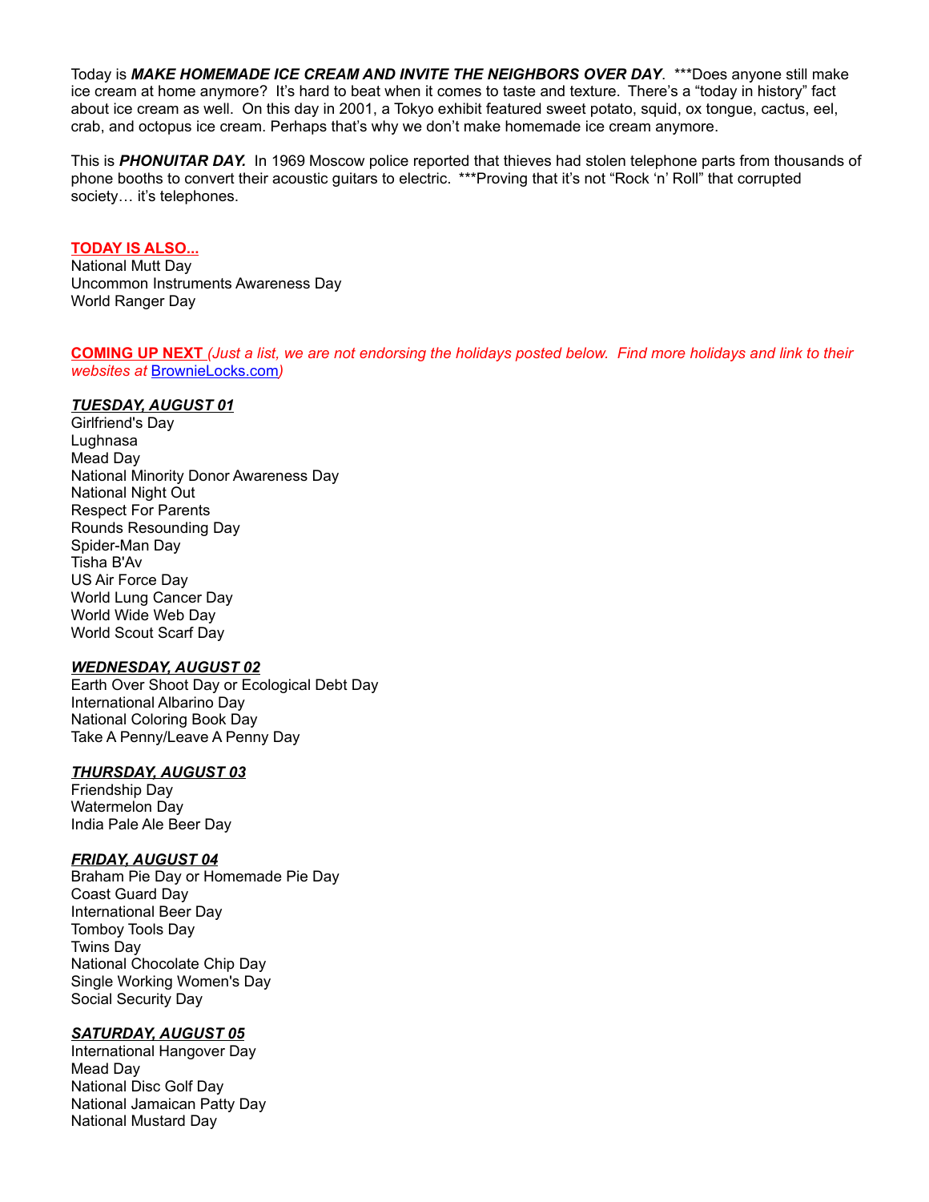Today is ***MAKE HOMEMADE ICE CREAM AND INVITE THE NEIGHBORS OVER DAY***. ***Does anyone still make ice cream at home anymore? It's hard to beat when it comes to taste and texture. There's a "today in history" fact about ice cream as well. On this day in 2001, a Tokyo exhibit featured sweet potato, squid, ox tongue, cactus, eel, crab, and octopus ice cream. Perhaps that's why we don't make homemade ice cream anymore.

This is ***PHONUITAR DAY.*** In 1969 Moscow police reported that thieves had stolen telephone parts from thousands of phone booths to convert their acoustic guitars to electric. ***Proving that it's not "Rock 'n' Roll" that corrupted society… it's telephones.

**TODAY IS ALSO...**

National Mutt Day
Uncommon Instruments Awareness Day
World Ranger Day

**COMING UP NEXT** *(Just a list, we are not endorsing the holidays posted below. Find more holidays and link to their websites at BrownieLocks.com)*

***TUESDAY, AUGUST 01***

Girlfriend's Day
Lughnasa
Mead Day
National Minority Donor Awareness Day
National Night Out
Respect For Parents
Rounds Resounding Day
Spider-Man Day
Tisha B'Av
US Air Force Day
World Lung Cancer Day
World Wide Web Day
World Scout Scarf Day

***WEDNESDAY, AUGUST 02***

Earth Over Shoot Day or Ecological Debt Day
International Albarino Day
National Coloring Book Day
Take A Penny/Leave A Penny Day

***THURSDAY, AUGUST 03***

Friendship Day
Watermelon Day
India Pale Ale Beer Day

***FRIDAY, AUGUST 04***

Braham Pie Day or Homemade Pie Day
Coast Guard Day
International Beer Day
Tomboy Tools Day
Twins Day
National Chocolate Chip Day
Single Working Women's Day
Social Security Day

***SATURDAY, AUGUST 05***

International Hangover Day
Mead Day
National Disc Golf Day
National Jamaican Patty Day
National Mustard Day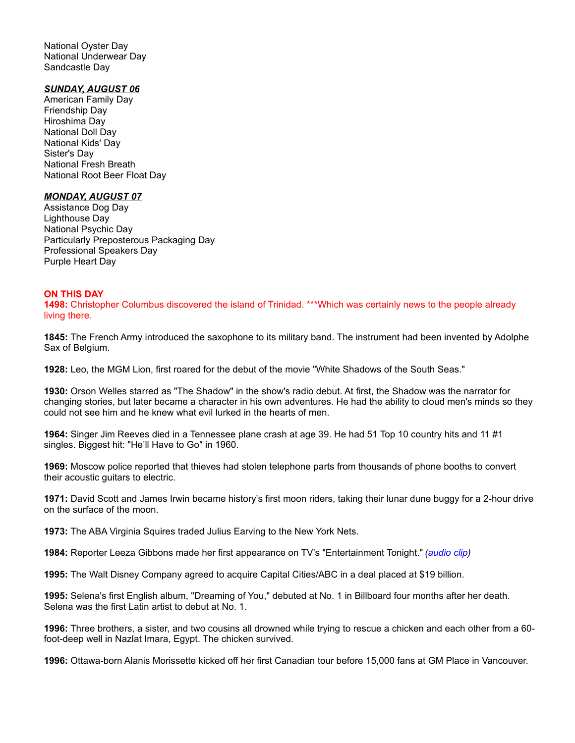National Oyster Day
National Underwear Day
Sandcastle Day

***SUNDAY, AUGUST 06***
American Family Day
Friendship Day
Hiroshima Day
National Doll Day
National Kids' Day
Sister's Day
National Fresh Breath
National Root Beer Float Day

***MONDAY, AUGUST 07***
Assistance Dog Day
Lighthouse Day
National Psychic Day
Particularly Preposterous Packaging Day
Professional Speakers Day
Purple Heart Day

**ON THIS DAY**

**1498:** Christopher Columbus discovered the island of Trinidad. ***Which was certainly news to the people already living there.

**1845:** The French Army introduced the saxophone to its military band. The instrument had been invented by Adolphe Sax of Belgium.

**1928:** Leo, the MGM Lion, first roared for the debut of the movie "White Shadows of the South Seas."

**1930:** Orson Welles starred as "The Shadow" in the show's radio debut. At first, the Shadow was the narrator for changing stories, but later became a character in his own adventures. He had the ability to cloud men's minds so they could not see him and he knew what evil lurked in the hearts of men.

**1964:** Singer Jim Reeves died in a Tennessee plane crash at age 39. He had 51 Top 10 country hits and 11 #1 singles. Biggest hit: "He'll Have to Go" in 1960.

**1969:** Moscow police reported that thieves had stolen telephone parts from thousands of phone booths to convert their acoustic guitars to electric.

**1971:** David Scott and James Irwin became history's first moon riders, taking their lunar dune buggy for a 2-hour drive on the surface of the moon.

**1973:** The ABA Virginia Squires traded Julius Earving to the New York Nets.

**1984:** Reporter Leeza Gibbons made her first appearance on TV's "Entertainment Tonight." *(audio clip)*

**1995:** The Walt Disney Company agreed to acquire Capital Cities/ABC in a deal placed at $19 billion.

**1995:** Selena's first English album, "Dreaming of You," debuted at No. 1 in Billboard four months after her death. Selena was the first Latin artist to debut at No. 1.

**1996:** Three brothers, a sister, and two cousins all drowned while trying to rescue a chicken and each other from a 60-foot-deep well in Nazlat Imara, Egypt. The chicken survived.

**1996:** Ottawa-born Alanis Morissette kicked off her first Canadian tour before 15,000 fans at GM Place in Vancouver.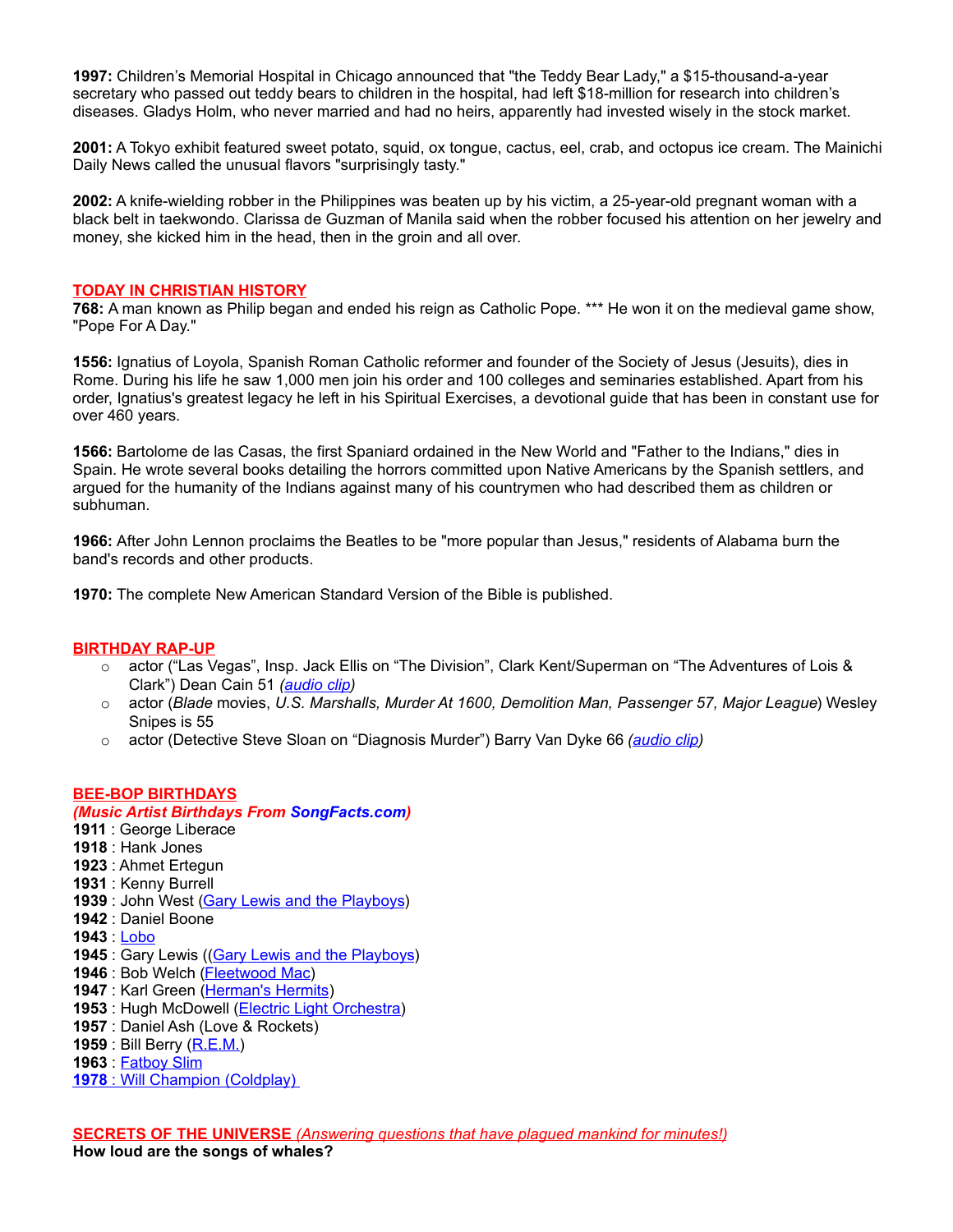**1997:** Children's Memorial Hospital in Chicago announced that "the Teddy Bear Lady," a $15-thousand-a-year secretary who passed out teddy bears to children in the hospital, had left $18-million for research into children's diseases. Gladys Holm, who never married and had no heirs, apparently had invested wisely in the stock market.

**2001:** A Tokyo exhibit featured sweet potato, squid, ox tongue, cactus, eel, crab, and octopus ice cream. The Mainichi Daily News called the unusual flavors "surprisingly tasty."

**2002:** A knife-wielding robber in the Philippines was beaten up by his victim, a 25-year-old pregnant woman with a black belt in taekwondo. Clarissa de Guzman of Manila said when the robber focused his attention on her jewelry and money, she kicked him in the head, then in the groin and all over.

## TODAY IN CHRISTIAN HISTORY

**768:** A man known as Philip began and ended his reign as Catholic Pope. *** He won it on the medieval game show, "Pope For A Day."

**1556:** Ignatius of Loyola, Spanish Roman Catholic reformer and founder of the Society of Jesus (Jesuits), dies in Rome. During his life he saw 1,000 men join his order and 100 colleges and seminaries established. Apart from his order, Ignatius's greatest legacy he left in his Spiritual Exercises, a devotional guide that has been in constant use for over 460 years.

**1566:** Bartolome de las Casas, the first Spaniard ordained in the New World and "Father to the Indians," dies in Spain. He wrote several books detailing the horrors committed upon Native Americans by the Spanish settlers, and argued for the humanity of the Indians against many of his countrymen who had described them as children or subhuman.

**1966:** After John Lennon proclaims the Beatles to be "more popular than Jesus," residents of Alabama burn the band's records and other products.

**1970:** The complete New American Standard Version of the Bible is published.

## BIRTHDAY RAP-UP

- actor ("Las Vegas", Insp. Jack Ellis on "The Division", Clark Kent/Superman on "The Adventures of Lois & Clark") Dean Cain 51 *(audio clip)*
- actor (*Blade* movies, *U.S. Marshalls, Murder At 1600, Demolition Man, Passenger 57, Major League*) Wesley Snipes is 55
- actor (Detective Steve Sloan on "Diagnosis Murder") Barry Van Dyke 66 *(audio clip)*

## BEE-BOP BIRTHDAYS

***(Music Artist Birthdays From SongFacts.com)***

**1911** : George Liberace
**1918** : Hank Jones
**1923** : Ahmet Ertegun
**1931** : Kenny Burrell
**1939** : John West (Gary Lewis and the Playboys)
**1942** : Daniel Boone
**1943** : Lobo
**1945** : Gary Lewis ((Gary Lewis and the Playboys)
**1946** : Bob Welch (Fleetwood Mac)
**1947** : Karl Green (Herman's Hermits)
**1953** : Hugh McDowell (Electric Light Orchestra)
**1957** : Daniel Ash (Love & Rockets)
**1959** : Bill Berry (R.E.M.)
**1963** : Fatboy Slim
**1978** : Will Champion (Coldplay)

## SECRETS OF THE UNIVERSE *(Answering questions that have plagued mankind for minutes!)*

**How loud are the songs of whales?**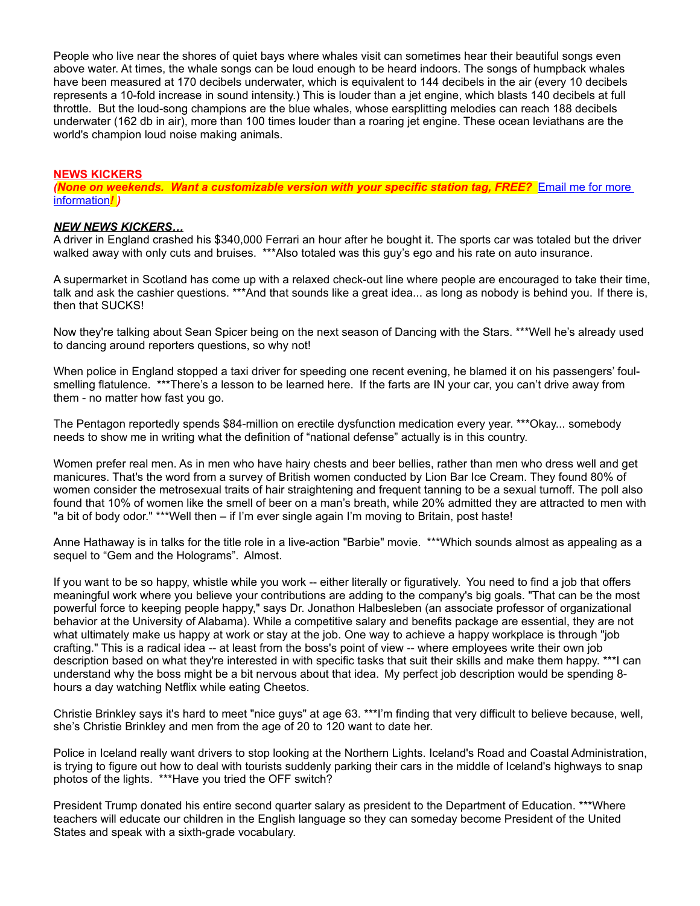People who live near the shores of quiet bays where whales visit can sometimes hear their beautiful songs even above water. At times, the whale songs can be loud enough to be heard indoors. The songs of humpback whales have been measured at 170 decibels underwater, which is equivalent to 144 decibels in the air (every 10 decibels represents a 10-fold increase in sound intensity.) This is louder than a jet engine, which blasts 140 decibels at full throttle. But the loud-song champions are the blue whales, whose earsplitting melodies can reach 188 decibels underwater (162 db in air), more than 100 times louder than a roaring jet engine. These ocean leviathans are the world's champion loud noise making animals.

**NEWS KICKERS**

***(None on weekends. Want a customizable version with your specific station tag, FREE?*** Email me for more information***! )***

***NEW NEWS KICKERS…***

A driver in England crashed his $340,000 Ferrari an hour after he bought it. The sports car was totaled but the driver walked away with only cuts and bruises. ***Also totaled was this guy's ego and his rate on auto insurance.

A supermarket in Scotland has come up with a relaxed check-out line where people are encouraged to take their time, talk and ask the cashier questions. ***And that sounds like a great idea... as long as nobody is behind you. If there is, then that SUCKS!

Now they're talking about Sean Spicer being on the next season of Dancing with the Stars. ***Well he's already used to dancing around reporters questions, so why not!

When police in England stopped a taxi driver for speeding one recent evening, he blamed it on his passengers' foul-smelling flatulence. ***There's a lesson to be learned here. If the farts are IN your car, you can't drive away from them - no matter how fast you go.

The Pentagon reportedly spends $84-million on erectile dysfunction medication every year. ***Okay... somebody needs to show me in writing what the definition of "national defense" actually is in this country.

Women prefer real men. As in men who have hairy chests and beer bellies, rather than men who dress well and get manicures. That's the word from a survey of British women conducted by Lion Bar Ice Cream. They found 80% of women consider the metrosexual traits of hair straightening and frequent tanning to be a sexual turnoff. The poll also found that 10% of women like the smell of beer on a man's breath, while 20% admitted they are attracted to men with "a bit of body odor." ***Well then – if I'm ever single again I'm moving to Britain, post haste!

Anne Hathaway is in talks for the title role in a live-action "Barbie" movie. ***Which sounds almost as appealing as a sequel to "Gem and the Holograms". Almost.

If you want to be so happy, whistle while you work -- either literally or figuratively. You need to find a job that offers meaningful work where you believe your contributions are adding to the company's big goals. "That can be the most powerful force to keeping people happy," says Dr. Jonathon Halbesleben (an associate professor of organizational behavior at the University of Alabama). While a competitive salary and benefits package are essential, they are not what ultimately make us happy at work or stay at the job. One way to achieve a happy workplace is through "job crafting." This is a radical idea -- at least from the boss's point of view -- where employees write their own job description based on what they're interested in with specific tasks that suit their skills and make them happy. ***I can understand why the boss might be a bit nervous about that idea. My perfect job description would be spending 8-hours a day watching Netflix while eating Cheetos.

Christie Brinkley says it's hard to meet "nice guys" at age 63. ***I'm finding that very difficult to believe because, well, she's Christie Brinkley and men from the age of 20 to 120 want to date her.

Police in Iceland really want drivers to stop looking at the Northern Lights. Iceland's Road and Coastal Administration, is trying to figure out how to deal with tourists suddenly parking their cars in the middle of Iceland's highways to snap photos of the lights. ***Have you tried the OFF switch?

President Trump donated his entire second quarter salary as president to the Department of Education. ***Where teachers will educate our children in the English language so they can someday become President of the United States and speak with a sixth-grade vocabulary.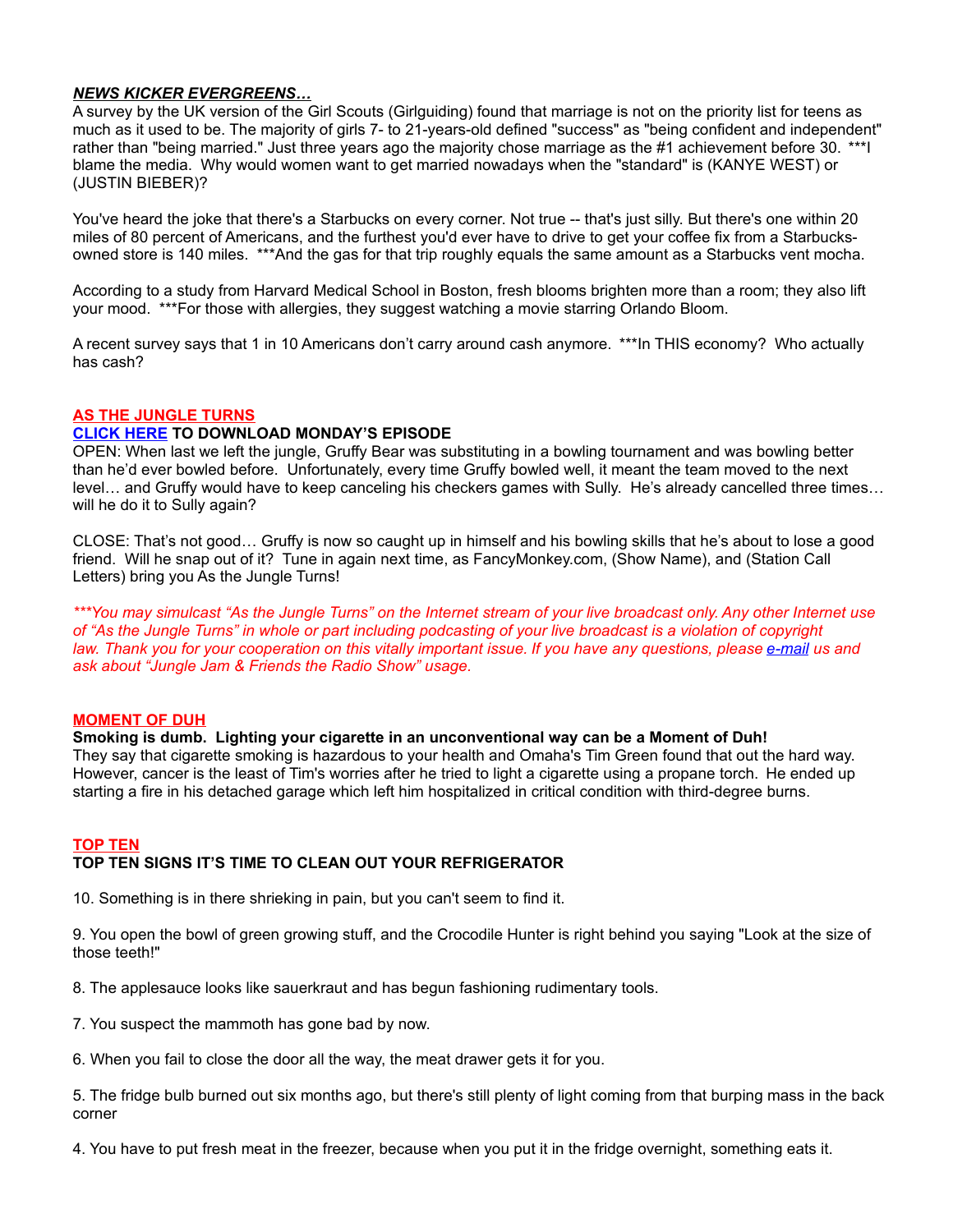## ***NEWS KICKER EVERGREENS…***

A survey by the UK version of the Girl Scouts (Girlguiding) found that marriage is not on the priority list for teens as much as it used to be. The majority of girls 7- to 21-years-old defined "success" as "being confident and independent" rather than "being married." Just three years ago the majority chose marriage as the #1 achievement before 30. ***I blame the media. Why would women want to get married nowadays when the "standard" is (KANYE WEST) or (JUSTIN BIEBER)?

You've heard the joke that there's a Starbucks on every corner. Not true -- that's just silly. But there's one within 20 miles of 80 percent of Americans, and the furthest you'd ever have to drive to get your coffee fix from a Starbucks-owned store is 140 miles. ***And the gas for that trip roughly equals the same amount as a Starbucks vent mocha.

According to a study from Harvard Medical School in Boston, fresh blooms brighten more than a room; they also lift your mood. ***For those with allergies, they suggest watching a movie starring Orlando Bloom.

A recent survey says that 1 in 10 Americans don't carry around cash anymore. ***In THIS economy? Who actually has cash?

## AS THE JUNGLE TURNS

**CLICK HERE TO DOWNLOAD MONDAY'S EPISODE**

OPEN: When last we left the jungle, Gruffy Bear was substituting in a bowling tournament and was bowling better than he'd ever bowled before. Unfortunately, every time Gruffy bowled well, it meant the team moved to the next level… and Gruffy would have to keep canceling his checkers games with Sully. He's already cancelled three times… will he do it to Sully again?

CLOSE: That's not good… Gruffy is now so caught up in himself and his bowling skills that he's about to lose a good friend. Will he snap out of it? Tune in again next time, as FancyMonkey.com, (Show Name), and (Station Call Letters) bring you As the Jungle Turns!

****You may simulcast "As the Jungle Turns" on the Internet stream of your live broadcast only. Any other Internet use of "As the Jungle Turns" in whole or part including podcasting of your live broadcast is a violation of copyright law. Thank you for your cooperation on this vitally important issue. If you have any questions, please e-mail us and ask about "Jungle Jam & Friends the Radio Show" usage.*

## MOMENT OF DUH

**Smoking is dumb. Lighting your cigarette in an unconventional way can be a Moment of Duh!**

They say that cigarette smoking is hazardous to your health and Omaha's Tim Green found that out the hard way. However, cancer is the least of Tim's worries after he tried to light a cigarette using a propane torch. He ended up starting a fire in his detached garage which left him hospitalized in critical condition with third-degree burns.

## TOP TEN

**TOP TEN SIGNS IT'S TIME TO CLEAN OUT YOUR REFRIGERATOR**

10. Something is in there shrieking in pain, but you can't seem to find it.

9. You open the bowl of green growing stuff, and the Crocodile Hunter is right behind you saying "Look at the size of those teeth!"

8. The applesauce looks like sauerkraut and has begun fashioning rudimentary tools.

7. You suspect the mammoth has gone bad by now.

6. When you fail to close the door all the way, the meat drawer gets it for you.

5. The fridge bulb burned out six months ago, but there's still plenty of light coming from that burping mass in the back corner

4. You have to put fresh meat in the freezer, because when you put it in the fridge overnight, something eats it.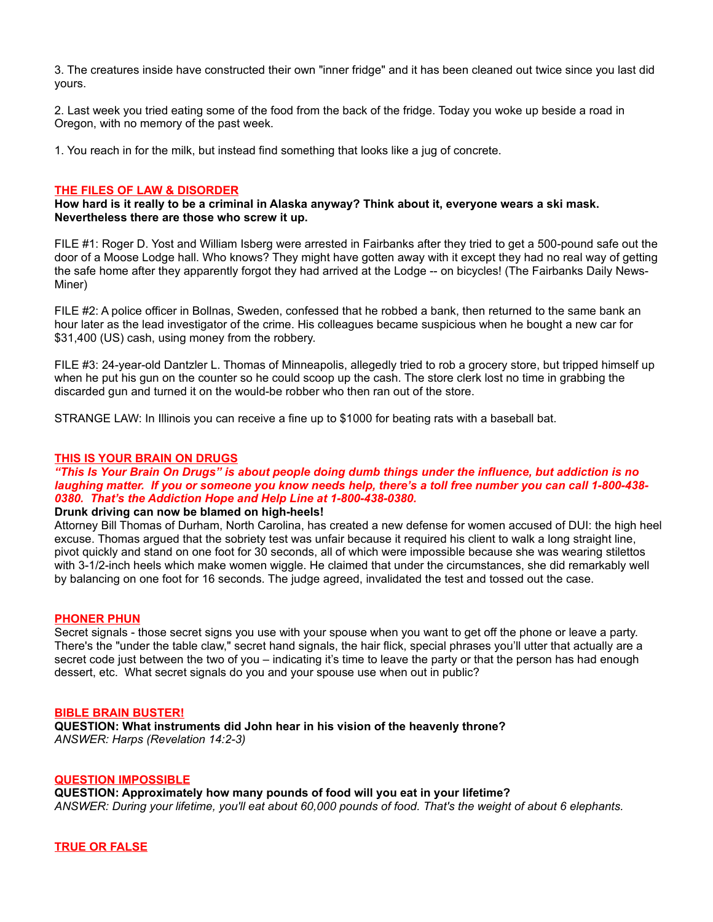3. The creatures inside have constructed their own "inner fridge" and it has been cleaned out twice since you last did yours.

2. Last week you tried eating some of the food from the back of the fridge. Today you woke up beside a road in Oregon, with no memory of the past week.

1. You reach in for the milk, but instead find something that looks like a jug of concrete.

## THE FILES OF LAW & DISORDER

**How hard is it really to be a criminal in Alaska anyway? Think about it, everyone wears a ski mask. Nevertheless there are those who screw it up.**

FILE #1: Roger D. Yost and William Isberg were arrested in Fairbanks after they tried to get a 500-pound safe out the door of a Moose Lodge hall. Who knows? They might have gotten away with it except they had no real way of getting the safe home after they apparently forgot they had arrived at the Lodge -- on bicycles! (The Fairbanks Daily News-Miner)

FILE #2: A police officer in Bollnas, Sweden, confessed that he robbed a bank, then returned to the same bank an hour later as the lead investigator of the crime. His colleagues became suspicious when he bought a new car for $31,400 (US) cash, using money from the robbery.

FILE #3: 24-year-old Dantzler L. Thomas of Minneapolis, allegedly tried to rob a grocery store, but tripped himself up when he put his gun on the counter so he could scoop up the cash. The store clerk lost no time in grabbing the discarded gun and turned it on the would-be robber who then ran out of the store.

STRANGE LAW: In Illinois you can receive a fine up to $1000 for beating rats with a baseball bat.

## THIS IS YOUR BRAIN ON DRUGS

***"This Is Your Brain On Drugs" is about people doing dumb things under the influence, but addiction is no laughing matter. If you or someone you know needs help, there's a toll free number you can call 1-800-438-0380. That's the Addiction Hope and Help Line at 1-800-438-0380.***

**Drunk driving can now be blamed on high-heels!**

Attorney Bill Thomas of Durham, North Carolina, has created a new defense for women accused of DUI: the high heel excuse. Thomas argued that the sobriety test was unfair because it required his client to walk a long straight line, pivot quickly and stand on one foot for 30 seconds, all of which were impossible because she was wearing stilettos with 3-1/2-inch heels which make women wiggle. He claimed that under the circumstances, she did remarkably well by balancing on one foot for 16 seconds. The judge agreed, invalidated the test and tossed out the case.

## PHONER PHUN

Secret signals - those secret signs you use with your spouse when you want to get off the phone or leave a party. There's the "under the table claw," secret hand signals, the hair flick, special phrases you'll utter that actually are a secret code just between the two of you – indicating it's time to leave the party or that the person has had enough dessert, etc. What secret signals do you and your spouse use when out in public?

## BIBLE BRAIN BUSTER!

**QUESTION: What instruments did John hear in his vision of the heavenly throne?**
*ANSWER: Harps (Revelation 14:2-3)*

## QUESTION IMPOSSIBLE

**QUESTION: Approximately how many pounds of food will you eat in your lifetime?**
*ANSWER: During your lifetime, you'll eat about 60,000 pounds of food. That's the weight of about 6 elephants.*

## TRUE OR FALSE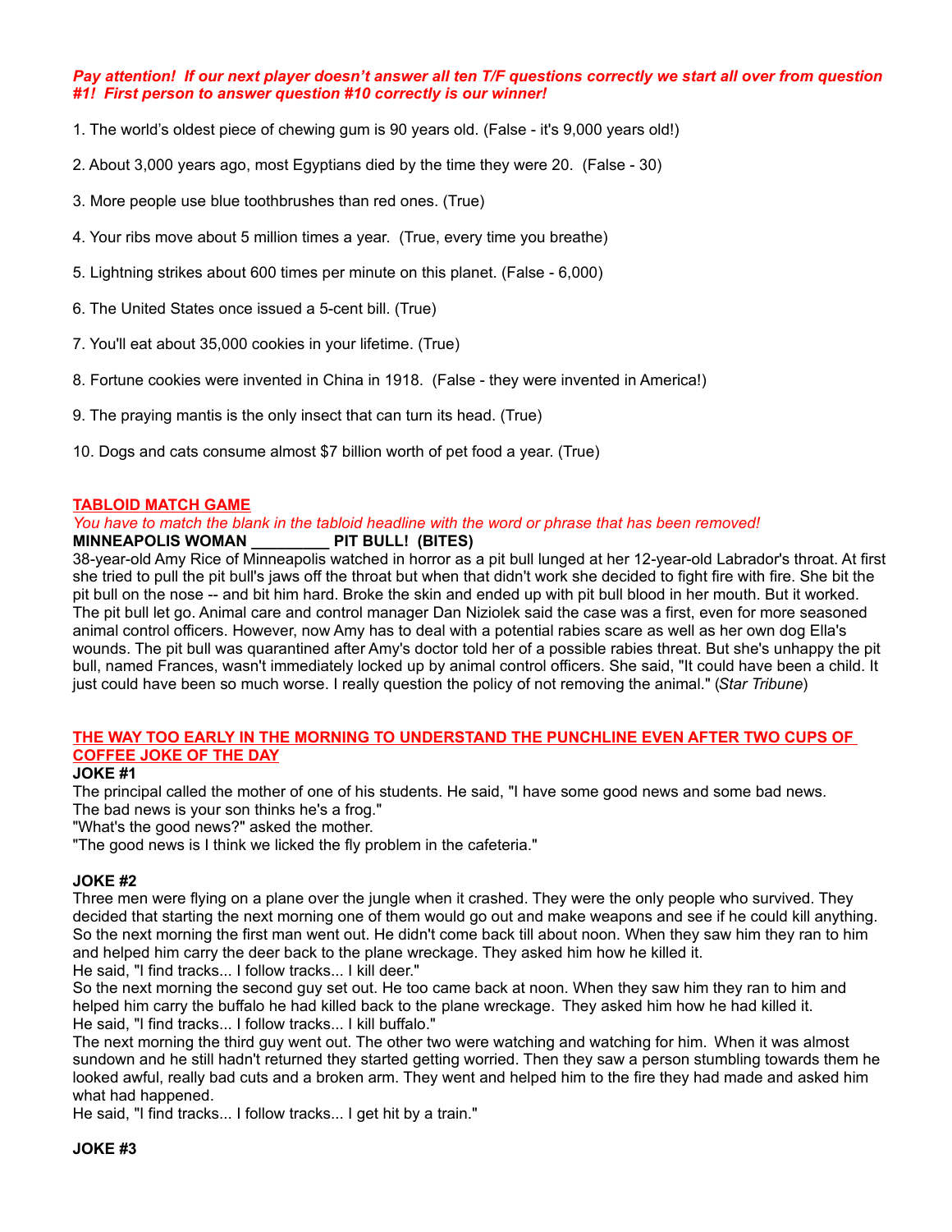***Pay attention!  If our next player doesn't answer all ten T/F questions correctly we start all over from question #1!  First person to answer question #10 correctly is our winner!***

1. The world's oldest piece of chewing gum is 90 years old. (False - it's 9,000 years old!)

2. About 3,000 years ago, most Egyptians died by the time they were 20.  (False - 30)

3. More people use blue toothbrushes than red ones. (True)

4. Your ribs move about 5 million times a year.  (True, every time you breathe)

5. Lightning strikes about 600 times per minute on this planet. (False - 6,000)

6. The United States once issued a 5-cent bill. (True)

7. You'll eat about 35,000 cookies in your lifetime. (True)

8. Fortune cookies were invented in China in 1918.  (False - they were invented in America!)

9. The praying mantis is the only insect that can turn its head. (True)

10. Dogs and cats consume almost $7 billion worth of pet food a year. (True)

## TABLOID MATCH GAME

*You have to match the blank in the tabloid headline with the word or phrase that has been removed!*

**MINNEAPOLIS WOMAN _________ PIT BULL!  (BITES)**

38-year-old Amy Rice of Minneapolis watched in horror as a pit bull lunged at her 12-year-old Labrador's throat. At first she tried to pull the pit bull's jaws off the throat but when that didn't work she decided to fight fire with fire. She bit the pit bull on the nose -- and bit him hard. Broke the skin and ended up with pit bull blood in her mouth. But it worked. The pit bull let go. Animal care and control manager Dan Niziolek said the case was a first, even for more seasoned animal control officers. However, now Amy has to deal with a potential rabies scare as well as her own dog Ella's wounds. The pit bull was quarantined after Amy's doctor told her of a possible rabies threat. But she's unhappy the pit bull, named Frances, wasn't immediately locked up by animal control officers. She said, "It could have been a child. It just could have been so much worse. I really question the policy of not removing the animal." (*Star Tribune*)

## THE WAY TOO EARLY IN THE MORNING TO UNDERSTAND THE PUNCHLINE EVEN AFTER TWO CUPS OF COFFEE JOKE OF THE DAY

**JOKE #1**

The principal called the mother of one of his students. He said, "I have some good news and some bad news. The bad news is your son thinks he's a frog."
"What's the good news?" asked the mother.
"The good news is I think we licked the fly problem in the cafeteria."

**JOKE #2**

Three men were flying on a plane over the jungle when it crashed. They were the only people who survived. They decided that starting the next morning one of them would go out and make weapons and see if he could kill anything. So the next morning the first man went out. He didn't come back till about noon. When they saw him they ran to him and helped him carry the deer back to the plane wreckage. They asked him how he killed it.
He said, "I find tracks... I follow tracks... I kill deer."
So the next morning the second guy set out. He too came back at noon. When they saw him they ran to him and helped him carry the buffalo he had killed back to the plane wreckage.  They asked him how he had killed it.
He said, "I find tracks... I follow tracks... I kill buffalo."
The next morning the third guy went out. The other two were watching and watching for him.  When it was almost sundown and he still hadn't returned they started getting worried. Then they saw a person stumbling towards them he looked awful, really bad cuts and a broken arm. They went and helped him to the fire they had made and asked him what had happened.
He said, "I find tracks... I follow tracks... I get hit by a train."

**JOKE #3**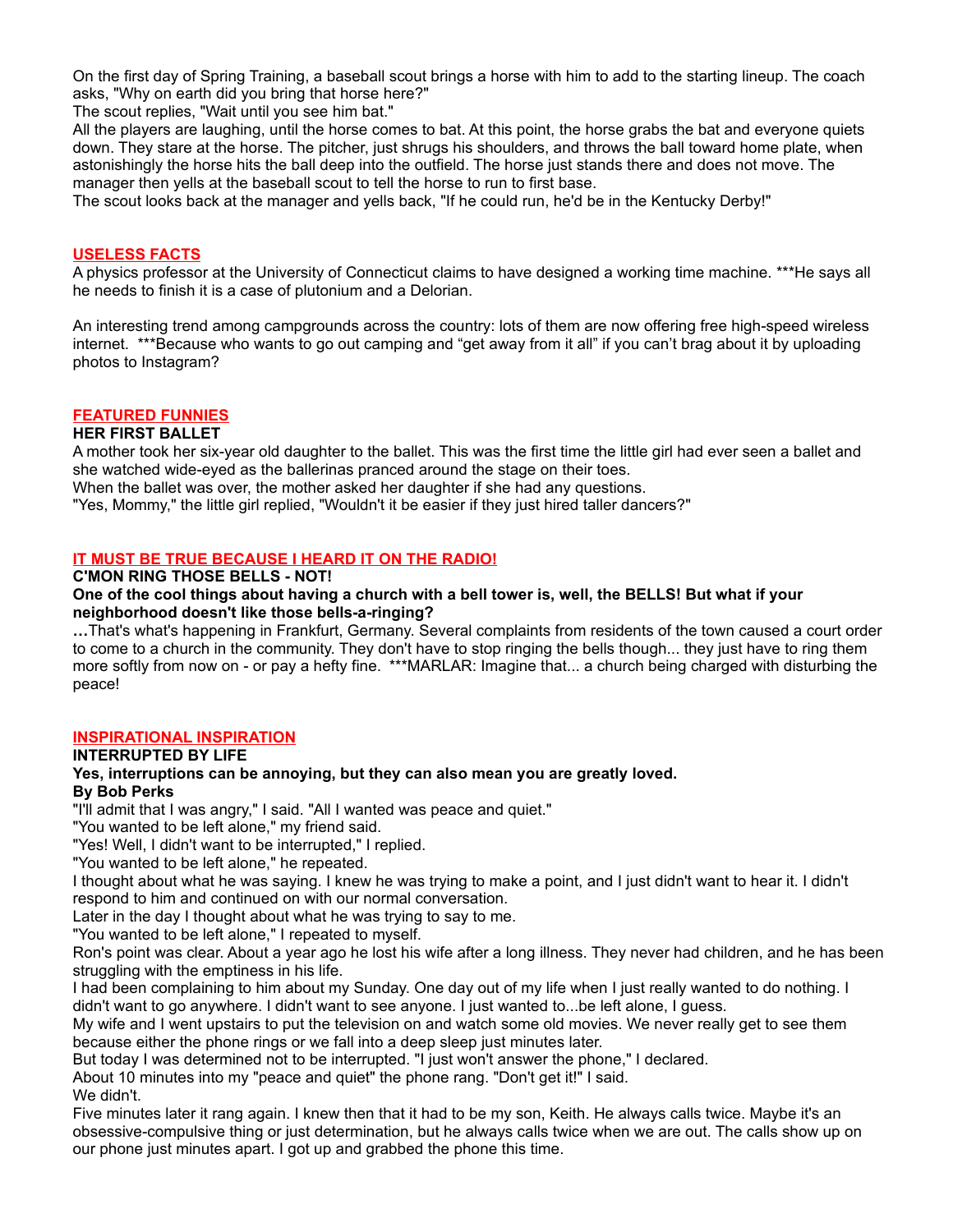On the first day of Spring Training, a baseball scout brings a horse with him to add to the starting lineup. The coach asks, "Why on earth did you bring that horse here?"
The scout replies, "Wait until you see him bat."
All the players are laughing, until the horse comes to bat. At this point, the horse grabs the bat and everyone quiets down. They stare at the horse. The pitcher, just shrugs his shoulders, and throws the ball toward home plate, when astonishingly the horse hits the ball deep into the outfield. The horse just stands there and does not move. The manager then yells at the baseball scout to tell the horse to run to first base.
The scout looks back at the manager and yells back, "If he could run, he'd be in the Kentucky Derby!"

## USELESS FACTS

A physics professor at the University of Connecticut claims to have designed a working time machine. ***He says all he needs to finish it is a case of plutonium and a Delorian.

An interesting trend among campgrounds across the country: lots of them are now offering free high-speed wireless internet. ***Because who wants to go out camping and "get away from it all" if you can't brag about it by uploading photos to Instagram?

## FEATURED FUNNIES

**HER FIRST BALLET**

A mother took her six-year old daughter to the ballet. This was the first time the little girl had ever seen a ballet and she watched wide-eyed as the ballerinas pranced around the stage on their toes.
When the ballet was over, the mother asked her daughter if she had any questions.
"Yes, Mommy," the little girl replied, "Wouldn't it be easier if they just hired taller dancers?"

## IT MUST BE TRUE BECAUSE I HEARD IT ON THE RADIO!

**C'MON RING THOSE BELLS - NOT!**

**One of the cool things about having a church with a bell tower is, well, the BELLS! But what if your neighborhood doesn't like those bells-a-ringing?**

**…**That's what's happening in Frankfurt, Germany. Several complaints from residents of the town caused a court order to come to a church in the community. They don't have to stop ringing the bells though... they just have to ring them more softly from now on - or pay a hefty fine. ***MARLAR: Imagine that... a church being charged with disturbing the peace!

## INSPIRATIONAL INSPIRATION

**INTERRUPTED BY LIFE**

**Yes, interruptions can be annoying, but they can also mean you are greatly loved.**

**By Bob Perks**

"I'll admit that I was angry," I said. "All I wanted was peace and quiet."
"You wanted to be left alone," my friend said.
"Yes! Well, I didn't want to be interrupted," I replied.
"You wanted to be left alone," he repeated.
I thought about what he was saying. I knew he was trying to make a point, and I just didn't want to hear it. I didn't respond to him and continued on with our normal conversation.
Later in the day I thought about what he was trying to say to me.
"You wanted to be left alone," I repeated to myself.
Ron's point was clear. About a year ago he lost his wife after a long illness. They never had children, and he has been struggling with the emptiness in his life.
I had been complaining to him about my Sunday. One day out of my life when I just really wanted to do nothing. I didn't want to go anywhere. I didn't want to see anyone. I just wanted to...be left alone, I guess.
My wife and I went upstairs to put the television on and watch some old movies. We never really get to see them because either the phone rings or we fall into a deep sleep just minutes later.
But today I was determined not to be interrupted. "I just won't answer the phone," I declared.
About 10 minutes into my "peace and quiet" the phone rang. "Don't get it!" I said.
We didn't.
Five minutes later it rang again. I knew then that it had to be my son, Keith. He always calls twice. Maybe it's an obsessive-compulsive thing or just determination, but he always calls twice when we are out. The calls show up on our phone just minutes apart. I got up and grabbed the phone this time.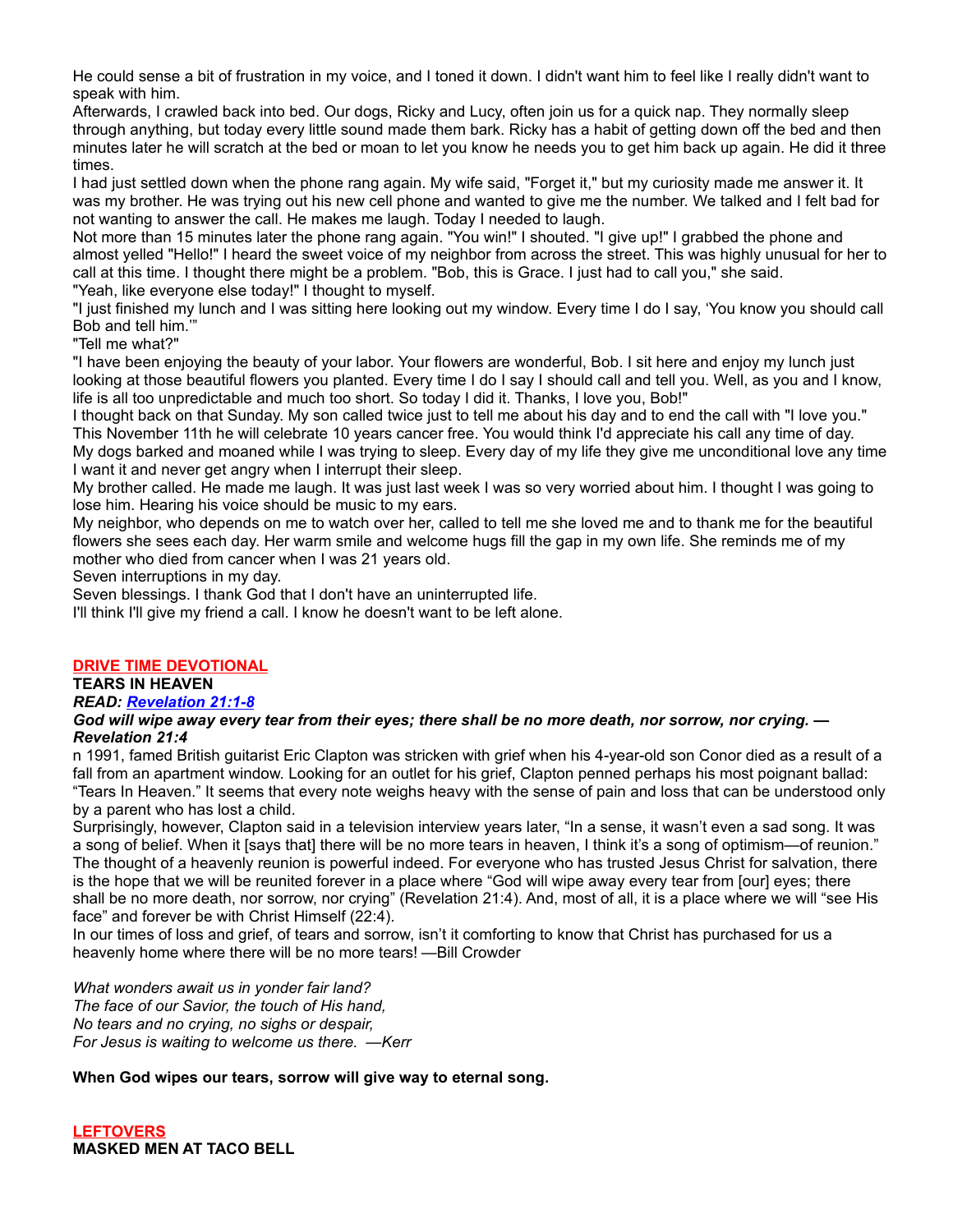He could sense a bit of frustration in my voice, and I toned it down. I didn't want him to feel like I really didn't want to speak with him.

Afterwards, I crawled back into bed. Our dogs, Ricky and Lucy, often join us for a quick nap. They normally sleep through anything, but today every little sound made them bark. Ricky has a habit of getting down off the bed and then minutes later he will scratch at the bed or moan to let you know he needs you to get him back up again. He did it three times.

I had just settled down when the phone rang again. My wife said, "Forget it," but my curiosity made me answer it. It was my brother. He was trying out his new cell phone and wanted to give me the number. We talked and I felt bad for not wanting to answer the call. He makes me laugh. Today I needed to laugh.

Not more than 15 minutes later the phone rang again. "You win!" I shouted. "I give up!" I grabbed the phone and almost yelled "Hello!" I heard the sweet voice of my neighbor from across the street. This was highly unusual for her to call at this time. I thought there might be a problem. "Bob, this is Grace. I just had to call you," she said.

"Yeah, like everyone else today!" I thought to myself.

"I just finished my lunch and I was sitting here looking out my window. Every time I do I say, 'You know you should call Bob and tell him.'"

"Tell me what?"

"I have been enjoying the beauty of your labor. Your flowers are wonderful, Bob. I sit here and enjoy my lunch just looking at those beautiful flowers you planted. Every time I do I say I should call and tell you. Well, as you and I know, life is all too unpredictable and much too short. So today I did it. Thanks, I love you, Bob!"

I thought back on that Sunday. My son called twice just to tell me about his day and to end the call with "I love you." This November 11th he will celebrate 10 years cancer free. You would think I'd appreciate his call any time of day.

My dogs barked and moaned while I was trying to sleep. Every day of my life they give me unconditional love any time I want it and never get angry when I interrupt their sleep.

My brother called. He made me laugh. It was just last week I was so very worried about him. I thought I was going to lose him. Hearing his voice should be music to my ears.

My neighbor, who depends on me to watch over her, called to tell me she loved me and to thank me for the beautiful flowers she sees each day. Her warm smile and welcome hugs fill the gap in my own life. She reminds me of my mother who died from cancer when I was 21 years old.

Seven interruptions in my day.

Seven blessings. I thank God that I don't have an uninterrupted life.

I'll think I'll give my friend a call. I know he doesn't want to be left alone.

## DRIVE TIME DEVOTIONAL

### TEARS IN HEAVEN

***READ: Revelation 21:1-8***

***God will wipe away every tear from their eyes; there shall be no more death, nor sorrow, nor crying. — Revelation 21:4***

n 1991, famed British guitarist Eric Clapton was stricken with grief when his 4-year-old son Conor died as a result of a fall from an apartment window. Looking for an outlet for his grief, Clapton penned perhaps his most poignant ballad: "Tears In Heaven." It seems that every note weighs heavy with the sense of pain and loss that can be understood only by a parent who has lost a child.

Surprisingly, however, Clapton said in a television interview years later, "In a sense, it wasn't even a sad song. It was a song of belief. When it [says that] there will be no more tears in heaven, I think it's a song of optimism—of reunion." The thought of a heavenly reunion is powerful indeed. For everyone who has trusted Jesus Christ for salvation, there is the hope that we will be reunited forever in a place where "God will wipe away every tear from [our] eyes; there shall be no more death, nor sorrow, nor crying" (Revelation 21:4). And, most of all, it is a place where we will "see His face" and forever be with Christ Himself (22:4).

In our times of loss and grief, of tears and sorrow, isn't it comforting to know that Christ has purchased for us a heavenly home where there will be no more tears! —Bill Crowder

*What wonders await us in yonder fair land?*
*The face of our Savior, the touch of His hand,*
*No tears and no crying, no sighs or despair,*
*For Jesus is waiting to welcome us there.* —*Kerr*

**When God wipes our tears, sorrow will give way to eternal song.**

## LEFTOVERS

### MASKED MEN AT TACO BELL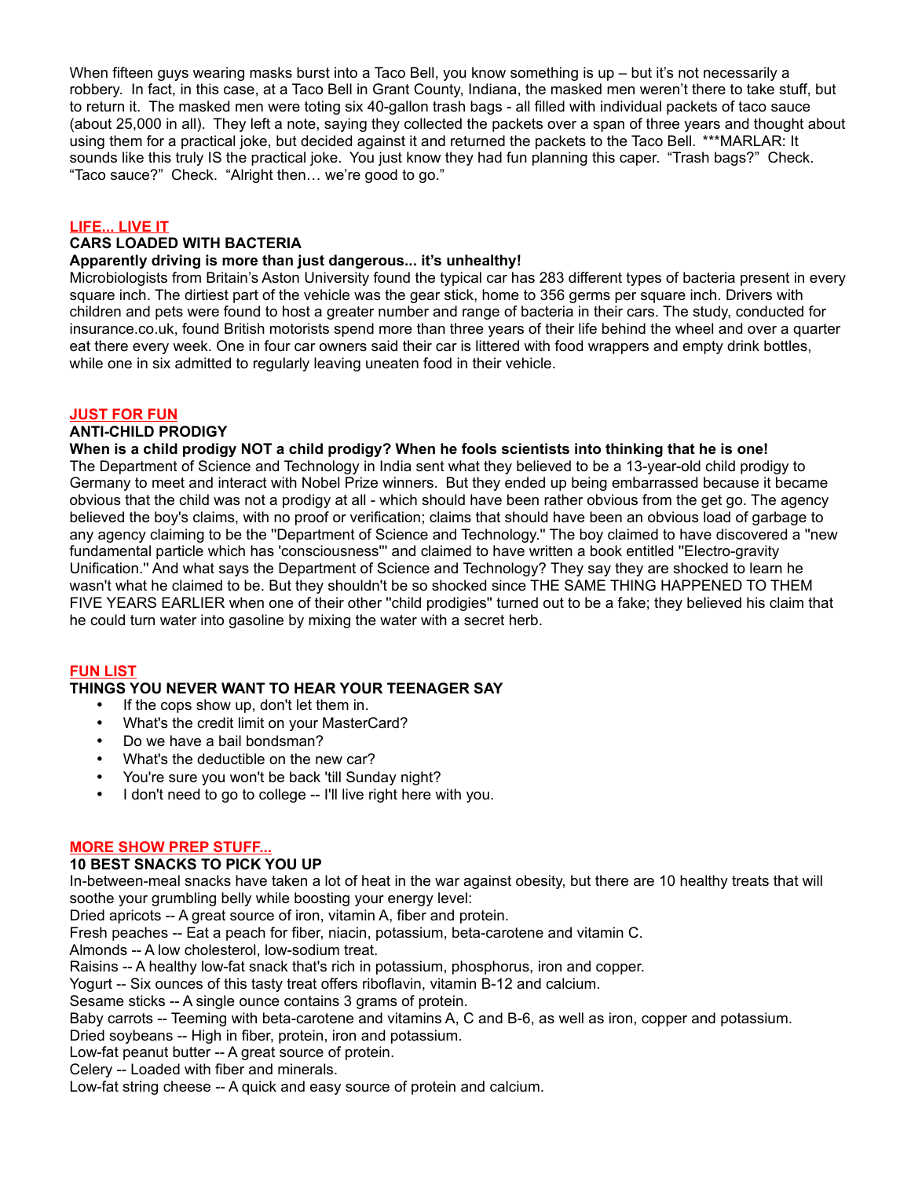When fifteen guys wearing masks burst into a Taco Bell, you know something is up – but it's not necessarily a robbery. In fact, in this case, at a Taco Bell in Grant County, Indiana, the masked men weren't there to take stuff, but to return it. The masked men were toting six 40-gallon trash bags - all filled with individual packets of taco sauce (about 25,000 in all). They left a note, saying they collected the packets over a span of three years and thought about using them for a practical joke, but decided against it and returned the packets to the Taco Bell. ***MARLAR: It sounds like this truly IS the practical joke. You just know they had fun planning this caper. "Trash bags?" Check. "Taco sauce?" Check. "Alright then… we're good to go."

## LIFE... LIVE IT

### CARS LOADED WITH BACTERIA

**Apparently driving is more than just dangerous... it's unhealthy!**

Microbiologists from Britain's Aston University found the typical car has 283 different types of bacteria present in every square inch. The dirtiest part of the vehicle was the gear stick, home to 356 germs per square inch. Drivers with children and pets were found to host a greater number and range of bacteria in their cars. The study, conducted for insurance.co.uk, found British motorists spend more than three years of their life behind the wheel and over a quarter eat there every week. One in four car owners said their car is littered with food wrappers and empty drink bottles, while one in six admitted to regularly leaving uneaten food in their vehicle.

## JUST FOR FUN

### ANTI-CHILD PRODIGY

**When is a child prodigy NOT a child prodigy? When he fools scientists into thinking that he is one!**

The Department of Science and Technology in India sent what they believed to be a 13-year-old child prodigy to Germany to meet and interact with Nobel Prize winners. But they ended up being embarrassed because it became obvious that the child was not a prodigy at all - which should have been rather obvious from the get go. The agency believed the boy's claims, with no proof or verification; claims that should have been an obvious load of garbage to any agency claiming to be the "Department of Science and Technology." The boy claimed to have discovered a "new fundamental particle which has 'consciousness'" and claimed to have written a book entitled "Electro-gravity Unification." And what says the Department of Science and Technology? They say they are shocked to learn he wasn't what he claimed to be. But they shouldn't be so shocked since THE SAME THING HAPPENED TO THEM FIVE YEARS EARLIER when one of their other "child prodigies" turned out to be a fake; they believed his claim that he could turn water into gasoline by mixing the water with a secret herb.

## FUN LIST

### THINGS YOU NEVER WANT TO HEAR YOUR TEENAGER SAY

- If the cops show up, don't let them in.
- What's the credit limit on your MasterCard?
- Do we have a bail bondsman?
- What's the deductible on the new car?
- You're sure you won't be back 'till Sunday night?
- I don't need to go to college -- I'll live right here with you.

## MORE SHOW PREP STUFF...

### 10 BEST SNACKS TO PICK YOU UP

In-between-meal snacks have taken a lot of heat in the war against obesity, but there are 10 healthy treats that will soothe your grumbling belly while boosting your energy level:

Dried apricots -- A great source of iron, vitamin A, fiber and protein.
Fresh peaches -- Eat a peach for fiber, niacin, potassium, beta-carotene and vitamin C.
Almonds -- A low cholesterol, low-sodium treat.
Raisins -- A healthy low-fat snack that's rich in potassium, phosphorus, iron and copper.
Yogurt -- Six ounces of this tasty treat offers riboflavin, vitamin B-12 and calcium.
Sesame sticks -- A single ounce contains 3 grams of protein.
Baby carrots -- Teeming with beta-carotene and vitamins A, C and B-6, as well as iron, copper and potassium.
Dried soybeans -- High in fiber, protein, iron and potassium.
Low-fat peanut butter -- A great source of protein.
Celery -- Loaded with fiber and minerals.
Low-fat string cheese -- A quick and easy source of protein and calcium.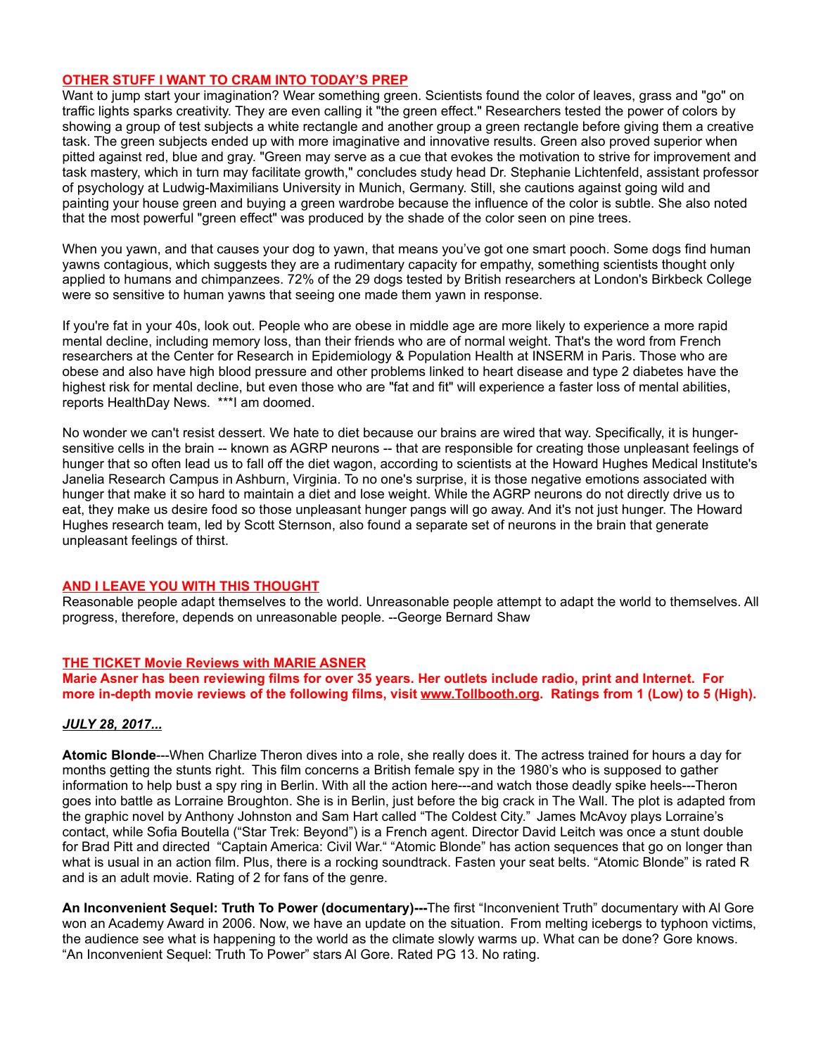## OTHER STUFF I WANT TO CRAM INTO TODAY'S PREP

Want to jump start your imagination? Wear something green. Scientists found the color of leaves, grass and "go" on traffic lights sparks creativity. They are even calling it "the green effect." Researchers tested the power of colors by showing a group of test subjects a white rectangle and another group a green rectangle before giving them a creative task. The green subjects ended up with more imaginative and innovative results. Green also proved superior when pitted against red, blue and gray. "Green may serve as a cue that evokes the motivation to strive for improvement and task mastery, which in turn may facilitate growth," concludes study head Dr. Stephanie Lichtenfeld, assistant professor of psychology at Ludwig-Maximilians University in Munich, Germany. Still, she cautions against going wild and painting your house green and buying a green wardrobe because the influence of the color is subtle. She also noted that the most powerful "green effect" was produced by the shade of the color seen on pine trees.

When you yawn, and that causes your dog to yawn, that means you've got one smart pooch. Some dogs find human yawns contagious, which suggests they are a rudimentary capacity for empathy, something scientists thought only applied to humans and chimpanzees. 72% of the 29 dogs tested by British researchers at London's Birkbeck College were so sensitive to human yawns that seeing one made them yawn in response.

If you're fat in your 40s, look out. People who are obese in middle age are more likely to experience a more rapid mental decline, including memory loss, than their friends who are of normal weight. That's the word from French researchers at the Center for Research in Epidemiology & Population Health at INSERM in Paris. Those who are obese and also have high blood pressure and other problems linked to heart disease and type 2 diabetes have the highest risk for mental decline, but even those who are "fat and fit" will experience a faster loss of mental abilities, reports HealthDay News. ***I am doomed.

No wonder we can't resist dessert. We hate to diet because our brains are wired that way. Specifically, it is hunger-sensitive cells in the brain -- known as AGRP neurons -- that are responsible for creating those unpleasant feelings of hunger that so often lead us to fall off the diet wagon, according to scientists at the Howard Hughes Medical Institute's Janelia Research Campus in Ashburn, Virginia. To no one's surprise, it is those negative emotions associated with hunger that make it so hard to maintain a diet and lose weight. While the AGRP neurons do not directly drive us to eat, they make us desire food so those unpleasant hunger pangs will go away. And it's not just hunger. The Howard Hughes research team, led by Scott Sternson, also found a separate set of neurons in the brain that generate unpleasant feelings of thirst.

## AND I LEAVE YOU WITH THIS THOUGHT

Reasonable people adapt themselves to the world. Unreasonable people attempt to adapt the world to themselves. All progress, therefore, depends on unreasonable people. --George Bernard Shaw

## THE TICKET Movie Reviews with MARIE ASNER

**Marie Asner has been reviewing films for over 35 years. Her outlets include radio, print and Internet. For more in-depth movie reviews of the following films, visit www.Tollbooth.org. Ratings from 1 (Low) to 5 (High).**

***JULY 28, 2017...***

**Atomic Blonde**---When Charlize Theron dives into a role, she really does it. The actress trained for hours a day for months getting the stunts right. This film concerns a British female spy in the 1980's who is supposed to gather information to help bust a spy ring in Berlin. With all the action here---and watch those deadly spike heels---Theron goes into battle as Lorraine Broughton. She is in Berlin, just before the big crack in The Wall. The plot is adapted from the graphic novel by Anthony Johnston and Sam Hart called "The Coldest City." James McAvoy plays Lorraine's contact, while Sofia Boutella ("Star Trek: Beyond") is a French agent. Director David Leitch was once a stunt double for Brad Pitt and directed "Captain America: Civil War." "Atomic Blonde" has action sequences that go on longer than what is usual in an action film. Plus, there is a rocking soundtrack. Fasten your seat belts. "Atomic Blonde" is rated R and is an adult movie. Rating of 2 for fans of the genre.

**An Inconvenient Sequel: Truth To Power (documentary)---**The first "Inconvenient Truth" documentary with Al Gore won an Academy Award in 2006. Now, we have an update on the situation. From melting icebergs to typhoon victims, the audience see what is happening to the world as the climate slowly warms up. What can be done? Gore knows. "An Inconvenient Sequel: Truth To Power" stars Al Gore. Rated PG 13. No rating.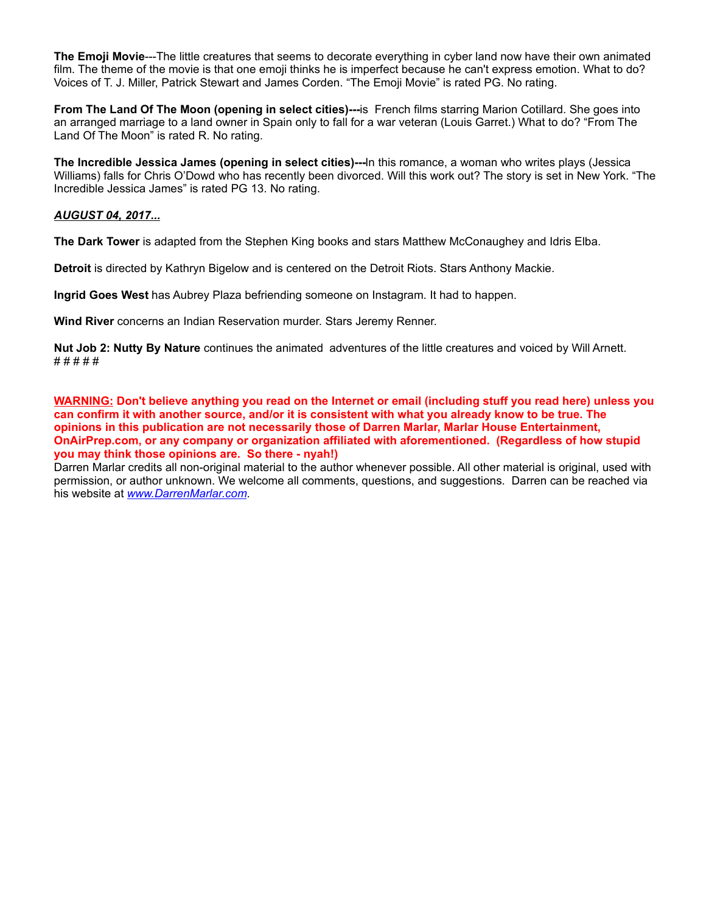**The Emoji Movie**---The little creatures that seems to decorate everything in cyber land now have their own animated film. The theme of the movie is that one emoji thinks he is imperfect because he can't express emotion. What to do? Voices of T. J. Miller, Patrick Stewart and James Corden. “The Emoji Movie” is rated PG. No rating.

**From The Land Of The Moon (opening in select cities)---**is French films starring Marion Cotillard. She goes into an arranged marriage to a land owner in Spain only to fall for a war veteran (Louis Garret.) What to do? “From The Land Of The Moon” is rated R. No rating.

**The Incredible Jessica James (opening in select cities)---**In this romance, a woman who writes plays (Jessica Williams) falls for Chris O’Dowd who has recently been divorced. Will this work out? The story is set in New York. “The Incredible Jessica James” is rated PG 13. No rating.

***AUGUST 04, 2017...***

**The Dark Tower** is adapted from the Stephen King books and stars Matthew McConaughey and Idris Elba.

**Detroit** is directed by Kathryn Bigelow and is centered on the Detroit Riots. Stars Anthony Mackie.

**Ingrid Goes West** has Aubrey Plaza befriending someone on Instagram. It had to happen.

**Wind River** concerns an Indian Reservation murder. Stars Jeremy Renner.

**Nut Job 2: Nutty By Nature** continues the animated adventures of the little creatures and voiced by Will Arnett.
# # # # #

**WARNING: Don't believe anything you read on the Internet or email (including stuff you read here) unless you can confirm it with another source, and/or it is consistent with what you already know to be true. The opinions in this publication are not necessarily those of Darren Marlar, Marlar House Entertainment, OnAirPrep.com, or any company or organization affiliated with aforementioned. (Regardless of how stupid you may think those opinions are. So there - nyah!)**
Darren Marlar credits all non-original material to the author whenever possible. All other material is original, used with permission, or author unknown. We welcome all comments, questions, and suggestions. Darren can be reached via his website at *www.DarrenMarlar.com*.